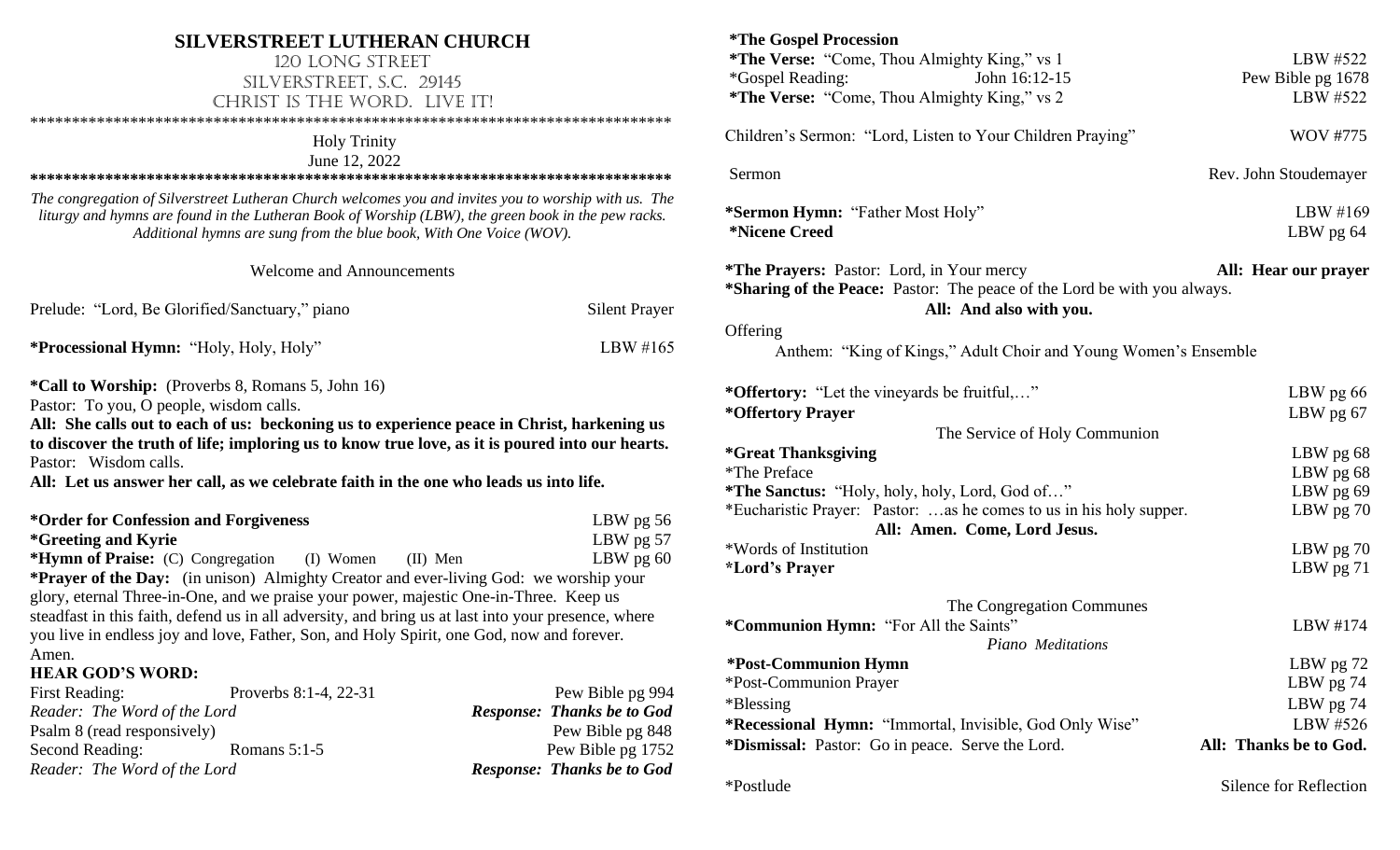# SILVERSTREET LUTHERAN CHURCH

120 LONG STREET
SILVERSTREET, S.C. 29145
CHRIST IS THE WORD. LIVE IT!

********************************************************************************

Holy Trinity
June 12, 2022

********************************************************************************

*The congregation of Silverstreet Lutheran Church welcomes you and invites you to worship with us. The liturgy and hymns are found in the Lutheran Book of Worship (LBW), the green book in the pew racks. Additional hymns are sung from the blue book, With One Voice (WOV).*

Welcome and Announcements

Prelude: "Lord, Be Glorified/Sanctuary," piano — Silent Prayer

**\*Processional Hymn:** "Holy, Holy, Holy" — LBW #165

**\*Call to Worship:** (Proverbs 8, Romans 5, John 16)
Pastor: To you, O people, wisdom calls.
**All: She calls out to each of us: beckoning us to experience peace in Christ, harkening us to discover the truth of life; imploring us to know true love, as it is poured into our hearts.**
Pastor: Wisdom calls.
**All: Let us answer her call, as we celebrate faith in the one who leads us into life.**

**\*Order for Confession and Forgiveness** — LBW pg 56
**\*Greeting and Kyrie** — LBW pg 57
**\*Hymn of Praise:** (C) Congregation (I) Women (II) Men — LBW pg 60
**\*Prayer of the Day:** (in unison) Almighty Creator and ever-living God: we worship your glory, eternal Three-in-One, and we praise your power, majestic One-in-Three. Keep us steadfast in this faith, defend us in all adversity, and bring us at last into your presence, where you live in endless joy and love, Father, Son, and Holy Spirit, one God, now and forever. Amen.

**HEAR GOD'S WORD:**

First Reading: Proverbs 8:1-4, 22-31 — Pew Bible pg 994
*Reader: The Word of the Lord* — ***Response: Thanks be to God***
Psalm 8 (read responsively) — Pew Bible pg 848
Second Reading: Romans 5:1-5 — Pew Bible pg 1752
*Reader: The Word of the Lord* — ***Response: Thanks be to God***

**\*The Gospel Procession**
**\*The Verse:** "Come, Thou Almighty King," vs 1 — LBW #522
\*Gospel Reading: John 16:12-15 — Pew Bible pg 1678
**\*The Verse:** "Come, Thou Almighty King," vs 2 — LBW #522

Children's Sermon: "Lord, Listen to Your Children Praying" — WOV #775

Sermon — Rev. John Stoudemayer

**\*Sermon Hymn:** "Father Most Holy" — LBW #169
**\*Nicene Creed** — LBW pg 64

**\*The Prayers:** Pastor: Lord, in Your mercy — **All: Hear our prayer**
**\*Sharing of the Peace:** Pastor: The peace of the Lord be with you always.
**All: And also with you.**

Offering
Anthem: "King of Kings," Adult Choir and Young Women's Ensemble

**\*Offertory:** "Let the vineyards be fruitful,…" — LBW pg 66
**\*Offertory Prayer** — LBW pg 67

The Service of Holy Communion

**\*Great Thanksgiving** — LBW pg 68
\*The Preface — LBW pg 68
**\*The Sanctus:** "Holy, holy, holy, Lord, God of…" — LBW pg 69
\*Eucharistic Prayer: Pastor: …as he comes to us in his holy supper. — LBW pg 70
**All: Amen. Come, Lord Jesus.**
\*Words of Institution — LBW pg 70
**\*Lord's Prayer** — LBW pg 71

The Congregation Communes

**\*Communion Hymn:** "For All the Saints" — LBW #174
*Piano Meditations*
**\*Post-Communion Hymn** — LBW pg 72
\*Post-Communion Prayer — LBW pg 74
\*Blessing — LBW pg 74
**\*Recessional Hymn:** "Immortal, Invisible, God Only Wise" — LBW #526
**\*Dismissal:** Pastor: Go in peace. Serve the Lord. — **All: Thanks be to God.**

\*Postlude — Silence for Reflection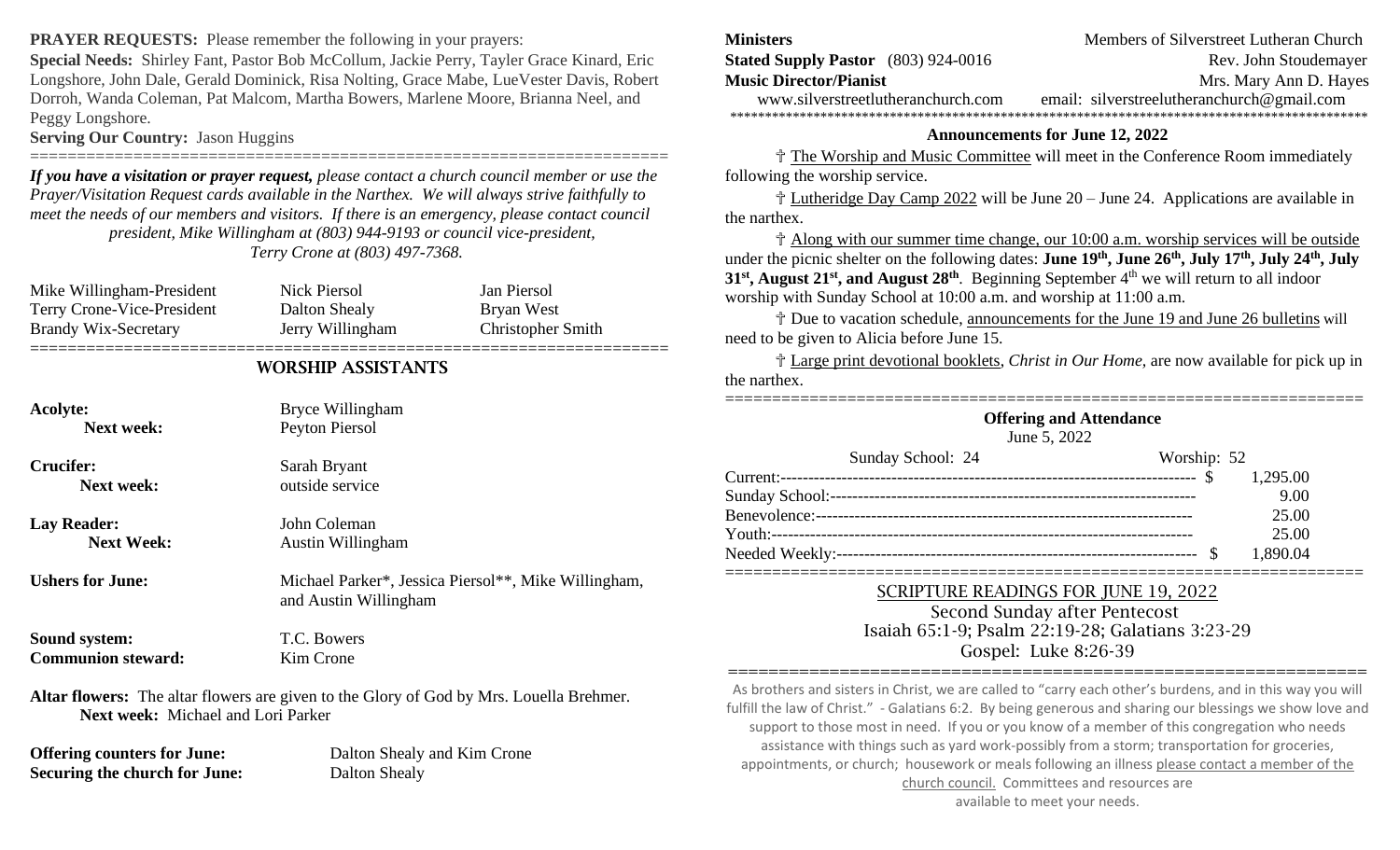**PRAYER REQUESTS:** Please remember the following in your prayers:

**Special Needs:** Shirley Fant, Pastor Bob McCollum, Jackie Perry, Tayler Grace Kinard, Eric Longshore, John Dale, Gerald Dominick, Risa Nolting, Grace Mabe, LueVester Davis, Robert Dorroh, Wanda Coleman, Pat Malcom, Martha Bowers, Marlene Moore, Brianna Neel, and Peggy Longshore.

**Serving Our Country:** Jason Huggins

---

***If you have a visitation or prayer request,*** *please contact a church council member or use the Prayer/Visitation Request cards available in the Narthex. We will always strive faithfully to meet the needs of our members and visitors. If there is an emergency, please contact council president, Mike Willingham at (803) 944-9193 or council vice-president, Terry Crone at (803) 497-7368.*

| | | |
|---|---|---|
| Mike Willingham-President | Nick Piersol | Jan Piersol |
| Terry Crone-Vice-President | Dalton Shealy | Bryan West |
| Brandy Wix-Secretary | Jerry Willingham | Christopher Smith |

---

## WORSHIP ASSISTANTS

**Acolyte:** Bryce Willingham
**Next week:** Peyton Piersol

**Crucifer:** Sarah Bryant
**Next week:** outside service

**Lay Reader:** John Coleman
**Next Week:** Austin Willingham

**Ushers for June:** Michael Parker*, Jessica Piersol**, Mike Willingham, and Austin Willingham

**Sound system:** T.C. Bowers
**Communion steward:** Kim Crone

**Altar flowers:** The altar flowers are given to the Glory of God by Mrs. Louella Brehmer.
**Next week:** Michael and Lori Parker

**Offering counters for June:** Dalton Shealy and Kim Crone
**Securing the church for June:** Dalton Shealy

**Ministers** Members of Silverstreet Lutheran Church
**Stated Supply Pastor** (803) 924-0016 Rev. John Stoudemayer
**Music Director/Pianist** Mrs. Mary Ann D. Hayes
www.silverstreetlutheranchurch.com email: silverstreetlutheranchurch@gmail.com

---

### Announcements for June 12, 2022

☦ The Worship and Music Committee will meet in the Conference Room immediately following the worship service.

☦ Lutheridge Day Camp 2022 will be June 20 – June 24. Applications are available in the narthex.

☦ Along with our summer time change, our 10:00 a.m. worship services will be outside under the picnic shelter on the following dates: **June 19th, June 26th, July 17th, July 24th, July 31st, August 21st, and August 28th**. Beginning September 4th we will return to all indoor worship with Sunday School at 10:00 a.m. and worship at 11:00 a.m.

☦ Due to vacation schedule, announcements for the June 19 and June 26 bulletins will need to be given to Alicia before June 15.

☦ Large print devotional booklets, *Christ in Our Home*, are now available for pick up in the narthex.

---

### Offering and Attendance

June 5, 2022

Sunday School: 24 Worship: 52

| | |
|---|---|
| Current: | $ 1,295.00 |
| Sunday School: | 9.00 |
| Benevolence: | 25.00 |
| Youth: | 25.00 |
| Needed Weekly: | $ 1,890.04 |

---

### SCRIPTURE READINGS FOR JUNE 19, 2022

Second Sunday after Pentecost
Isaiah 65:1-9; Psalm 22:19-28; Galatians 3:23-29
Gospel: Luke 8:26-39

---

As brothers and sisters in Christ, we are called to "carry each other's burdens, and in this way you will fulfill the law of Christ." - Galatians 6:2. By being generous and sharing our blessings we show love and support to those most in need. If you or you know of a member of this congregation who needs assistance with things such as yard work-possibly from a storm; transportation for groceries, appointments, or church; housework or meals following an illness please contact a member of the church council. Committees and resources are available to meet your needs.